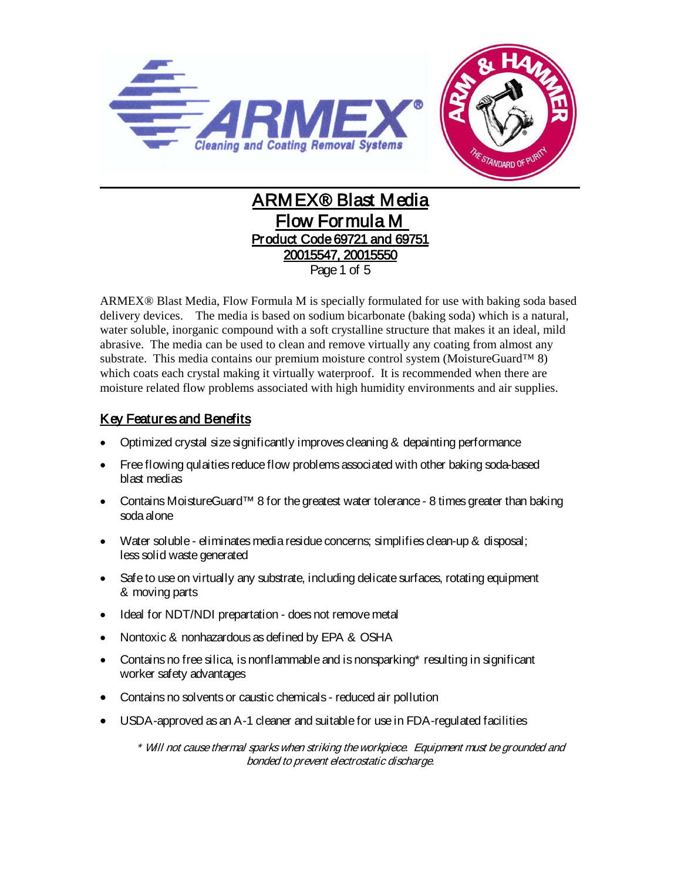# ARMEX® Blast Media

## Flow Formula M

**Product Code 69721 and 69751**

**20015547, 20015550**

ARMEX® Blast Media, Flow Formula M is specially formulated for use with baking soda based delivery devices. The media is based on sodium bicarbonate (baking soda) which is a natural, water soluble, inorganic compound with a soft crystalline structure that makes it an ideal, mild abrasive. The media can be used to clean and remove virtually any coating from almost any substrate. This media contains our premium moisture control system (MoistureGuard™ 8) which coats each crystal making it virtually waterproof. It is recommended when there are moisture related flow problems associated with high humidity environments and air supplies.

## Key Features and Benefits

- Optimized crystal size significantly improves cleaning & depainting performance
- Free flowing qulaities reduce flow problems associated with other baking soda-based blast medias
- Contains MoistureGuard™ 8 for the greatest water tolerance - 8 times greater than baking soda alone
- Water soluble - eliminates media residue concerns; simplifies clean-up & disposal; less solid waste generated
- Safe to use on virtually any substrate, including delicate surfaces, rotating equipment & moving parts
- Ideal for NDT/NDI prepartation - does not remove metal
- Nontoxic & nonhazardous as defined by EPA & OSHA
- Contains no free silica, is nonflammable and is nonsparking* resulting in significant worker safety advantages
- Contains no solvents or caustic chemicals - reduced air pollution
- USDA-approved as an A-1 cleaner and suitable for use in FDA-regulated facilities

*\* Will not cause thermal sparks when striking the workpiece. Equipment must be grounded and bonded to prevent electrostatic discharge.*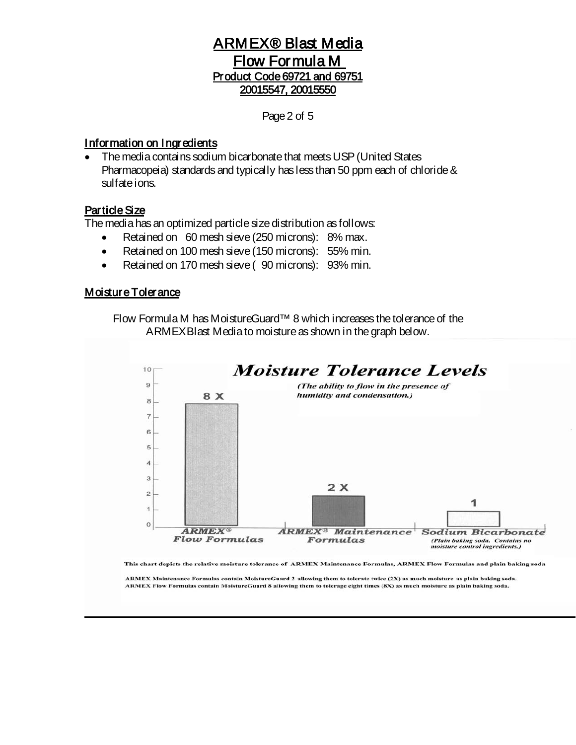## Information on Ingredients

- The media contains sodium bicarbonate that meets USP (United States Pharmacopeia) standards and typically has less than 50 ppm each of chloride & sulfate ions.

## Particle Size

The media has an optimized particle size distribution as follows:

- Retained on 60 mesh sieve (250 microns): 8% max.
- Retained on 100 mesh sieve (150 microns): 55% min.
- Retained on 170 mesh sieve ( 90 microns): 93% min.

## Moisture Tolerance

Flow Formula M has MoistureGuard™ 8 which increases the tolerance of the ARMEX Blast Media to moisture as shown in the graph below.

### *Moisture Tolerance Levels*

*(The ability to flow in the presence of humidity and condensation.)*

| | ARMEX® Flow Formulas | ARMEX® Maintenance Formulas | Sodium Bicarbonate (Plain baking soda. Contains no moisture control ingredients.) |
|---|---|---|---|
| Moisture Tolerance | 8 X | 2 X | 1 |

**This chart depicts the relative moisture tolerance of ARMEX Maintenance Formulas, ARMEX Flow Formulas and plain baking soda**

**ARMEX Maintenance Formulas contain MoistureGuard 2 allowing them to tolerate twice (2X) as much moisture as plain baking soda.**
**ARMEX Flow Formulas contain MoistureGuard 8 allowing them to tolerage eight times (8X) as much moisture as plain baking soda.**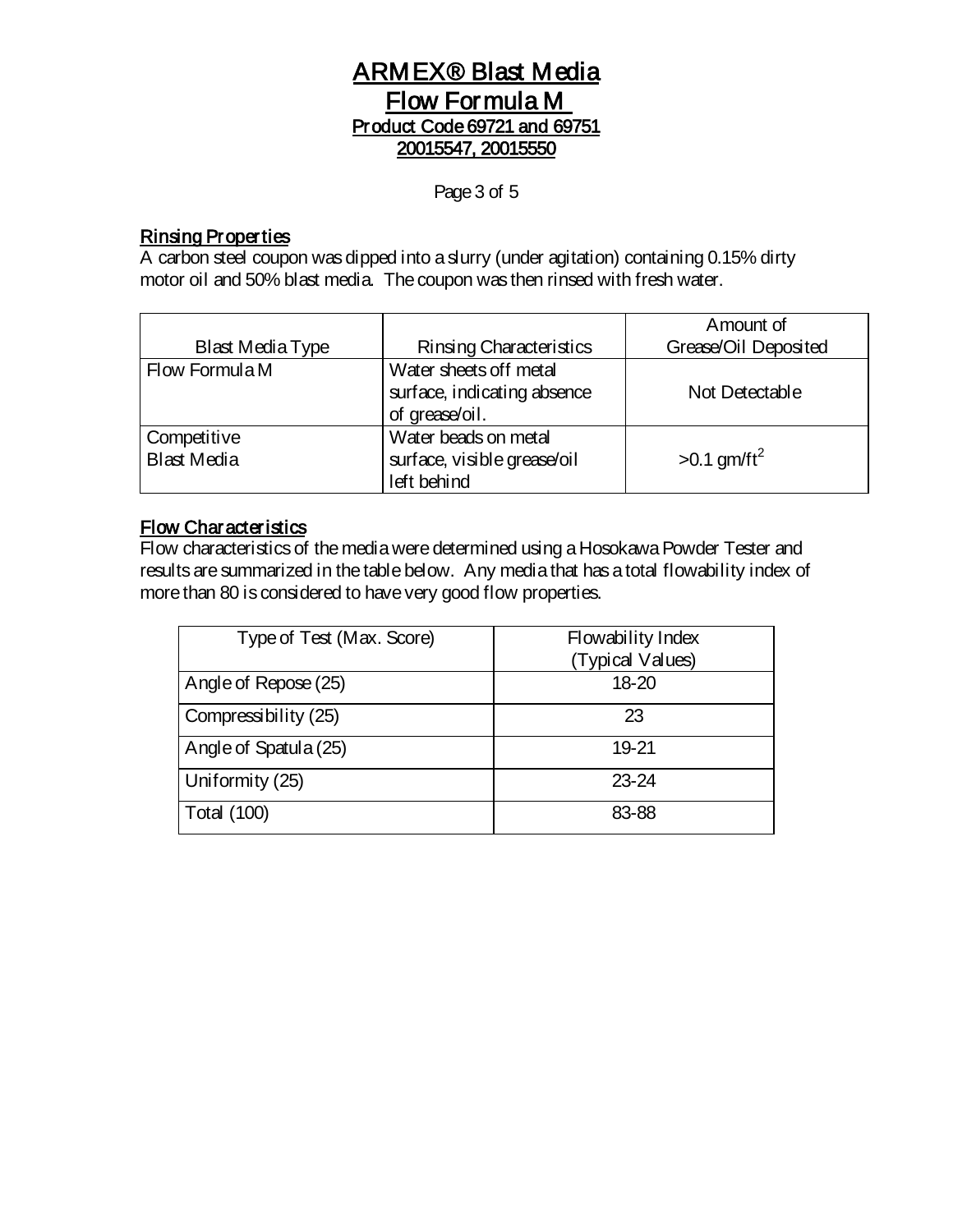# ARMEX® Blast Media
## Flow Formula M
### Product Code 69721 and 69751
### 20015547, 20015550

## Rinsing Properties

A carbon steel coupon was dipped into a slurry (under agitation) containing 0.15% dirty motor oil and 50% blast media. The coupon was then rinsed with fresh water.

| Blast Media Type | Rinsing Characteristics | Amount of Grease/Oil Deposited |
|---|---|---|
| Flow Formula M | Water sheets off metal surface, indicating absence of grease/oil. | Not Detectable |
| Competitive Blast Media | Water beads on metal surface, visible grease/oil left behind | >0.1 gm/ft$^2$ |

## Flow Characteristics

Flow characteristics of the media were determined using a Hosokawa Powder Tester and results are summarized in the table below. Any media that has a total flowability index of more than 80 is considered to have very good flow properties.

| Type of Test (Max. Score) | Flowability Index (Typical Values) |
|---|---|
| Angle of Repose (25) | 18-20 |
| Compressibility (25) | 23 |
| Angle of Spatula (25) | 19-21 |
| Uniformity (25) | 23-24 |
| Total (100) | 83-88 |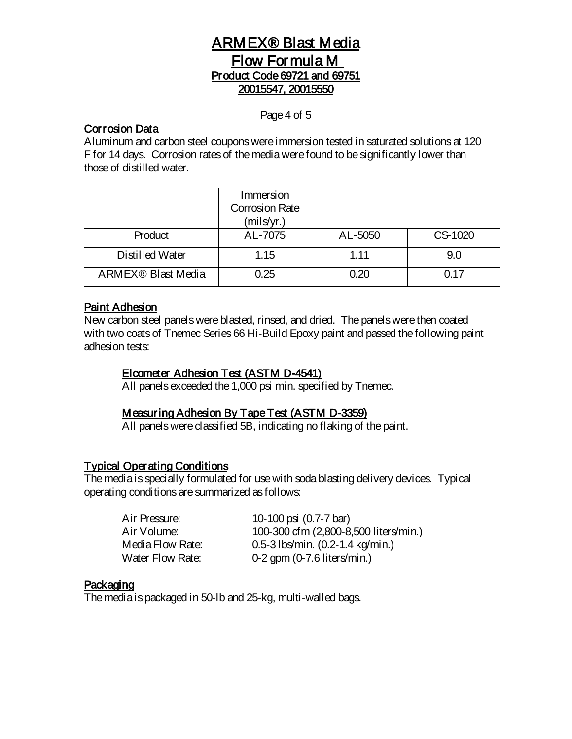# ARMEX® Blast Media
# Flow Formula M
## Product Code 69721 and 69751
## 20015547, 20015550

## Corrosion Data

Aluminum and carbon steel coupons were immersion tested in saturated solutions at 120 F for 14 days. Corrosion rates of the media were found to be significantly lower than those of distilled water.

| | Immersion Corrosion Rate (mils/yr.) | | |
|---|---|---|---|
| Product | AL-7075 | AL-5050 | CS-1020 |
| Distilled Water | 1.15 | 1.11 | 9.0 |
| ARMEX® Blast Media | 0.25 | 0.20 | 0.17 |

## Paint Adhesion

New carbon steel panels were blasted, rinsed, and dried. The panels were then coated with two coats of Tnemec Series 66 Hi-Build Epoxy paint and passed the following paint adhesion tests:

### Elcometer Adhesion Test (ASTM D-4541)

All panels exceeded the 1,000 psi min. specified by Tnemec.

### Measuring Adhesion By Tape Test (ASTM D-3359)

All panels were classified 5B, indicating no flaking of the paint.

## Typical Operating Conditions

The media is specially formulated for use with soda blasting delivery devices. Typical operating conditions are summarized as follows:

| | |
|---|---|
| Air Pressure: | 10-100 psi (0.7-7 bar) |
| Air Volume: | 100-300 cfm (2,800-8,500 liters/min.) |
| Media Flow Rate: | 0.5-3 lbs/min. (0.2-1.4 kg/min.) |
| Water Flow Rate: | 0-2 gpm (0-7.6 liters/min.) |

## Packaging

The media is packaged in 50-lb and 25-kg, multi-walled bags.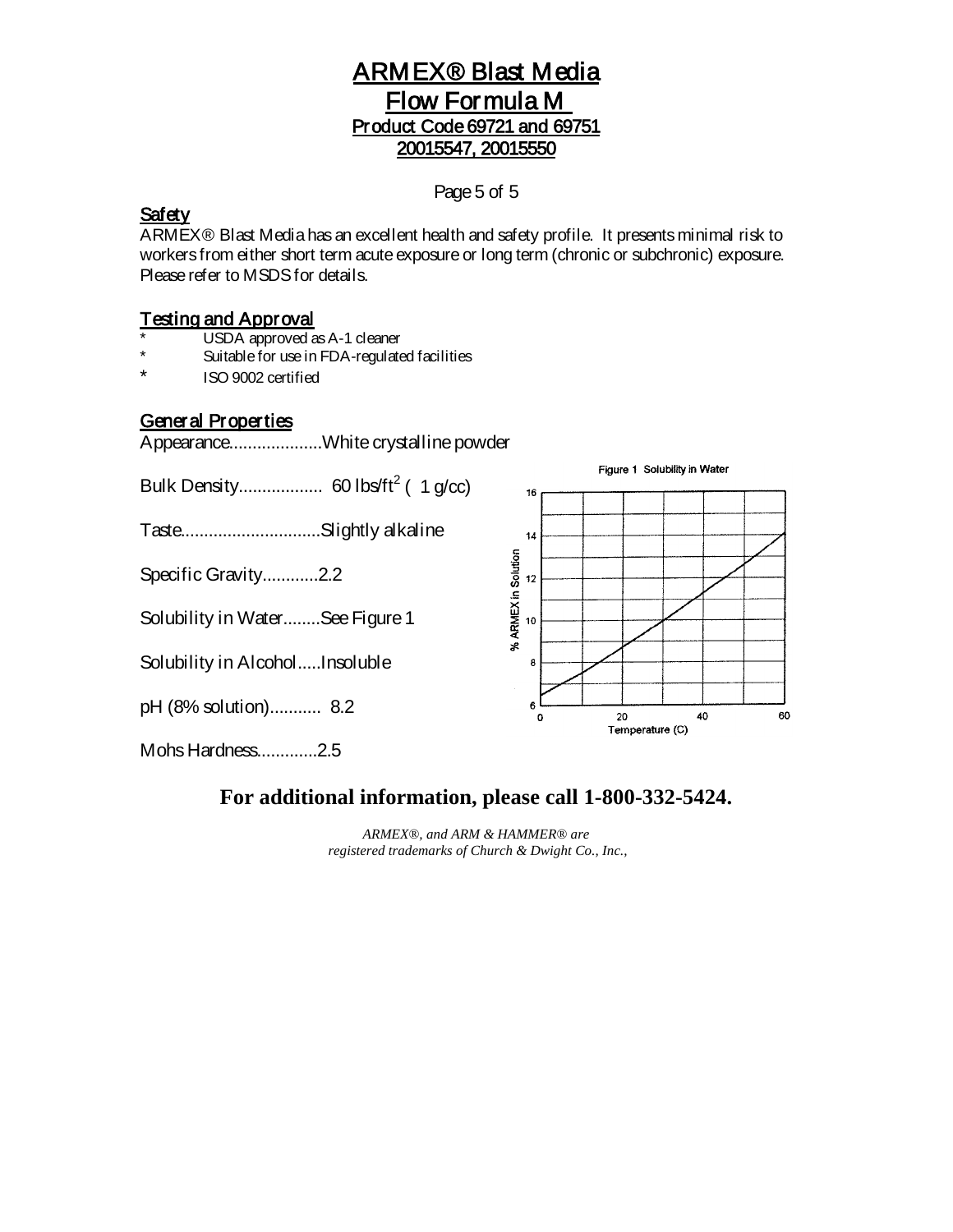# ARMEX® Blast Media
# Flow Formula M
## Product Code 69721 and 69751
## 20015547, 20015550

## Safety

ARMEX® Blast Media has an excellent health and safety profile. It presents minimal risk to workers from either short term acute exposure or long term (chronic or subchronic) exposure. Please refer to MSDS for details.

## Testing and Approval

* USDA approved as A-1 cleaner
* Suitable for use in FDA-regulated facilities
* ISO 9002 certified

## General Properties

Appearance....................White crystalline powder

Bulk Density.................. 60 lbs/ft$^2$ ( 1 g/cc)

Taste.............................Slightly alkaline

Specific Gravity............2.2

Solubility in Water........See Figure 1

Solubility in Alcohol.....Insoluble

pH (8% solution)........... 8.2

Mohs Hardness.............2.5

Figure 1 Solubility in Water

% ARMEX in Solution

16
14
12
10
8
6

0
20
40
60

Temperature (C)

**For additional information, please call 1-800-332-5424.**

*ARMEX®, and ARM & HAMMER® are registered trademarks of Church & Dwight Co., Inc.,*